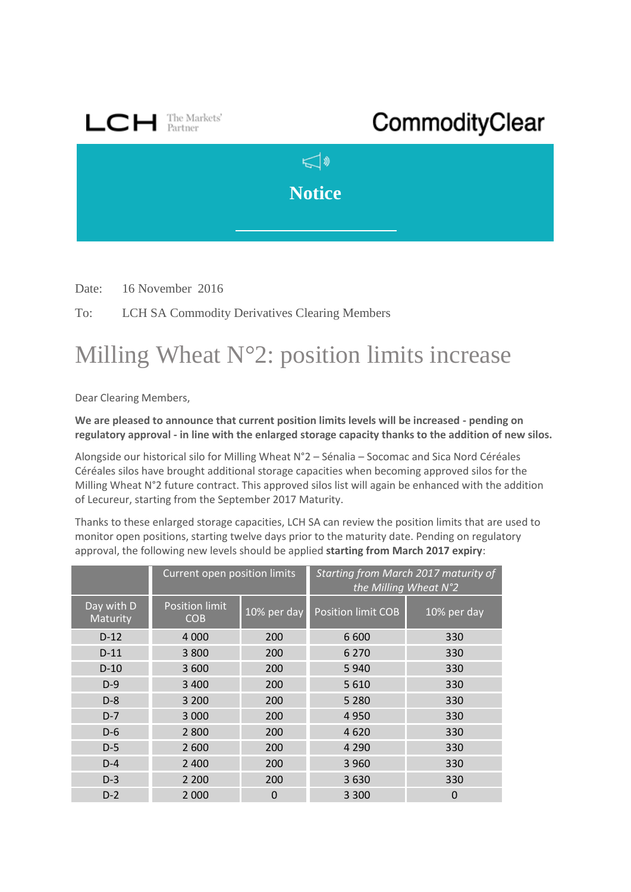LCH The Markets' Partner

CommodityClear

# Notice

Date: 16 November 2016

To: LCH SA Commodity Derivatives Clearing Members

# Milling Wheat N°2: position limits increase

Dear Clearing Members,

**We are pleased to announce that current position limits levels will be increased - pending on regulatory approval - in line with the enlarged storage capacity thanks to the addition of new silos.**

Alongside our historical silo for Milling Wheat N°2 – Sénalia – Socomac and Sica Nord Céréales Céréales silos have brought additional storage capacities when becoming approved silos for the Milling Wheat N°2 future contract. This approved silos list will again be enhanced with the addition of Lecureur, starting from the September 2017 Maturity.

Thanks to these enlarged storage capacities, LCH SA can review the position limits that are used to monitor open positions, starting twelve days prior to the maturity date. Pending on regulatory approval, the following new levels should be applied **starting from March 2017 expiry**:

| | Current open position limits | | *Starting from March 2017 maturity of the Milling Wheat N°2* | |
|---|---|---|---|---|
| Day with D Maturity | Position limit COB | 10% per day | Position limit COB | 10% per day |
| D-12 | 4 000 | 200 | 6 600 | 330 |
| D-11 | 3 800 | 200 | 6 270 | 330 |
| D-10 | 3 600 | 200 | 5 940 | 330 |
| D-9 | 3 400 | 200 | 5 610 | 330 |
| D-8 | 3 200 | 200 | 5 280 | 330 |
| D-7 | 3 000 | 200 | 4 950 | 330 |
| D-6 | 2 800 | 200 | 4 620 | 330 |
| D-5 | 2 600 | 200 | 4 290 | 330 |
| D-4 | 2 400 | 200 | 3 960 | 330 |
| D-3 | 2 200 | 200 | 3 630 | 330 |
| D-2 | 2 000 | 0 | 3 300 | 0 |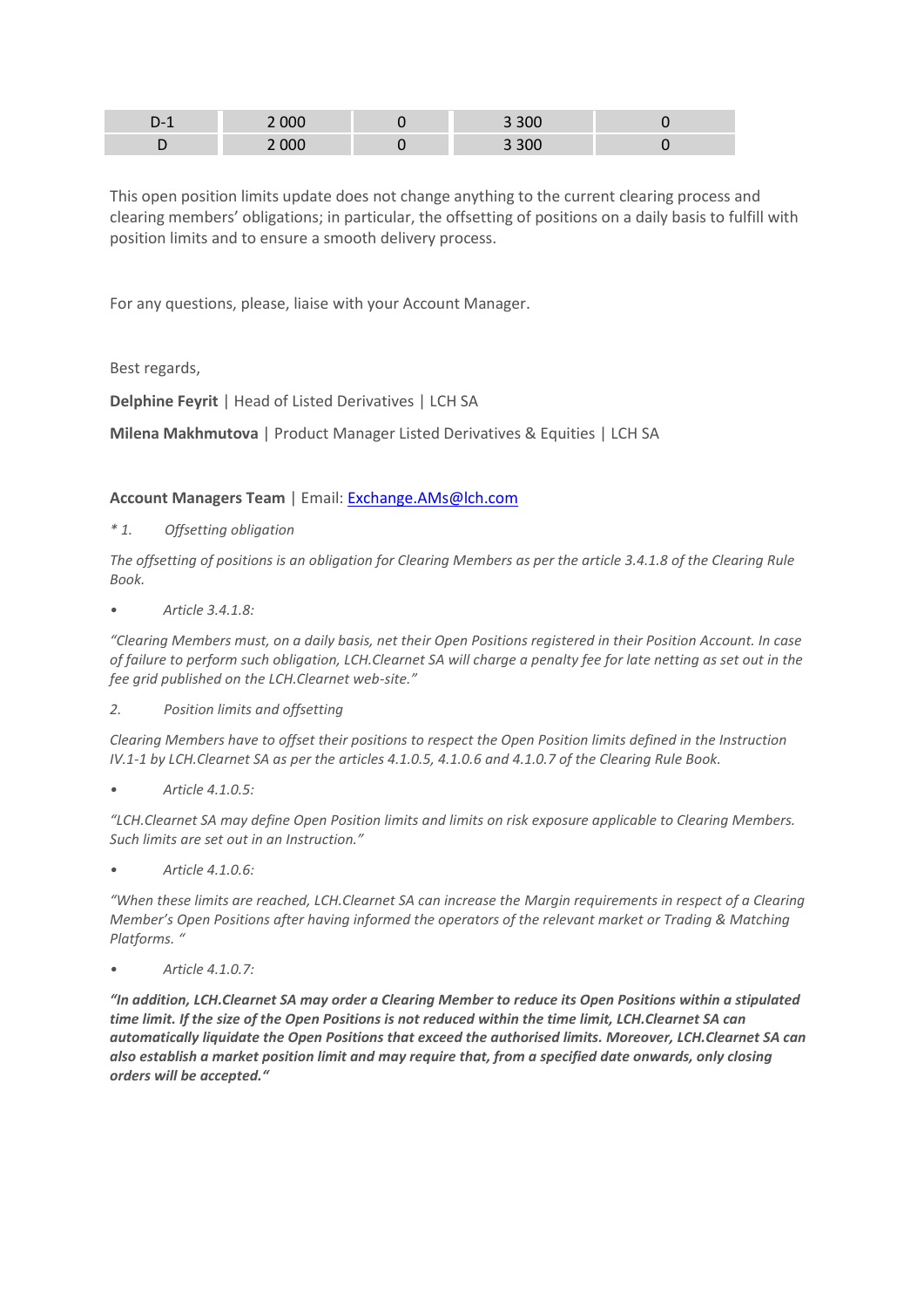| D-1 | 2 000 | 0 | 3 300 | 0 |
| --- | --- | --- | --- | --- |
| D | 2 000 | 0 | 3 300 | 0 |

This open position limits update does not change anything to the current clearing process and clearing members' obligations; in particular, the offsetting of positions on a daily basis to fulfill with position limits and to ensure a smooth delivery process.

For any questions, please, liaise with your Account Manager.

Best regards,

**Delphine Feyrit** | Head of Listed Derivatives | LCH SA

**Milena Makhmutova** | Product Manager Listed Derivatives & Equities | LCH SA

**Account Managers Team** | Email: Exchange.AMs@lch.com

*\* 1. Offsetting obligation*

*The offsetting of positions is an obligation for Clearing Members as per the article 3.4.1.8 of the Clearing Rule Book.*

- *Article 3.4.1.8:*

*"Clearing Members must, on a daily basis, net their Open Positions registered in their Position Account. In case of failure to perform such obligation, LCH.Clearnet SA will charge a penalty fee for late netting as set out in the fee grid published on the LCH.Clearnet web-site."*

*2. Position limits and offsetting*

*Clearing Members have to offset their positions to respect the Open Position limits defined in the Instruction IV.1-1 by LCH.Clearnet SA as per the articles 4.1.0.5, 4.1.0.6 and 4.1.0.7 of the Clearing Rule Book.*

- *Article 4.1.0.5:*

*"LCH.Clearnet SA may define Open Position limits and limits on risk exposure applicable to Clearing Members. Such limits are set out in an Instruction."*

- *Article 4.1.0.6:*

*"When these limits are reached, LCH.Clearnet SA can increase the Margin requirements in respect of a Clearing Member's Open Positions after having informed the operators of the relevant market or Trading & Matching Platforms. "*

- *Article 4.1.0.7:*

***"In addition, LCH.Clearnet SA may order a Clearing Member to reduce its Open Positions within a stipulated time limit. If the size of the Open Positions is not reduced within the time limit, LCH.Clearnet SA can automatically liquidate the Open Positions that exceed the authorised limits. Moreover, LCH.Clearnet SA can also establish a market position limit and may require that, from a specified date onwards, only closing orders will be accepted."***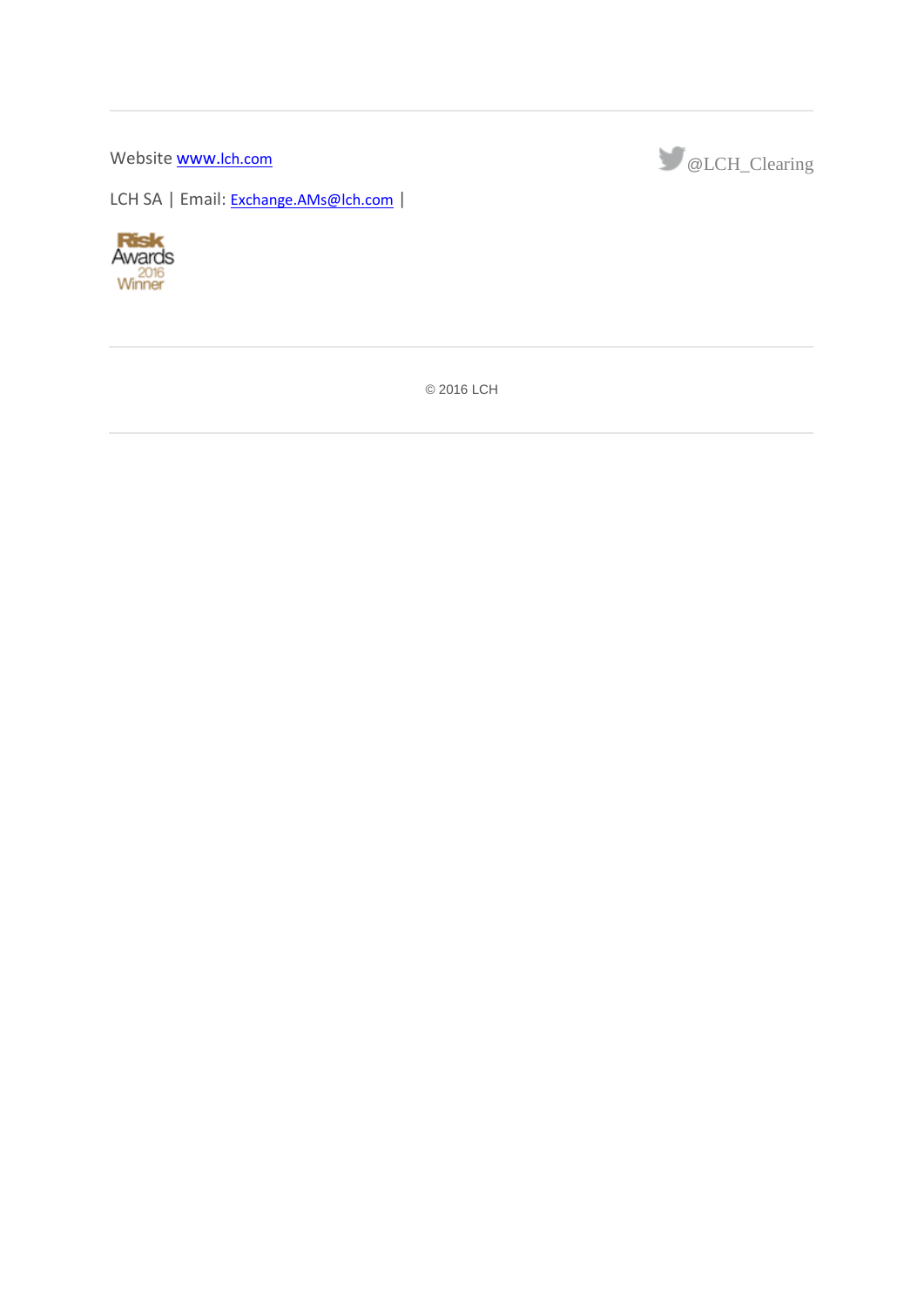Website www.lch.com

@LCH_Clearing

LCH SA | Email: Exchange.AMs@lch.com |

Risk Awards 2016 Winner

© 2016 LCH